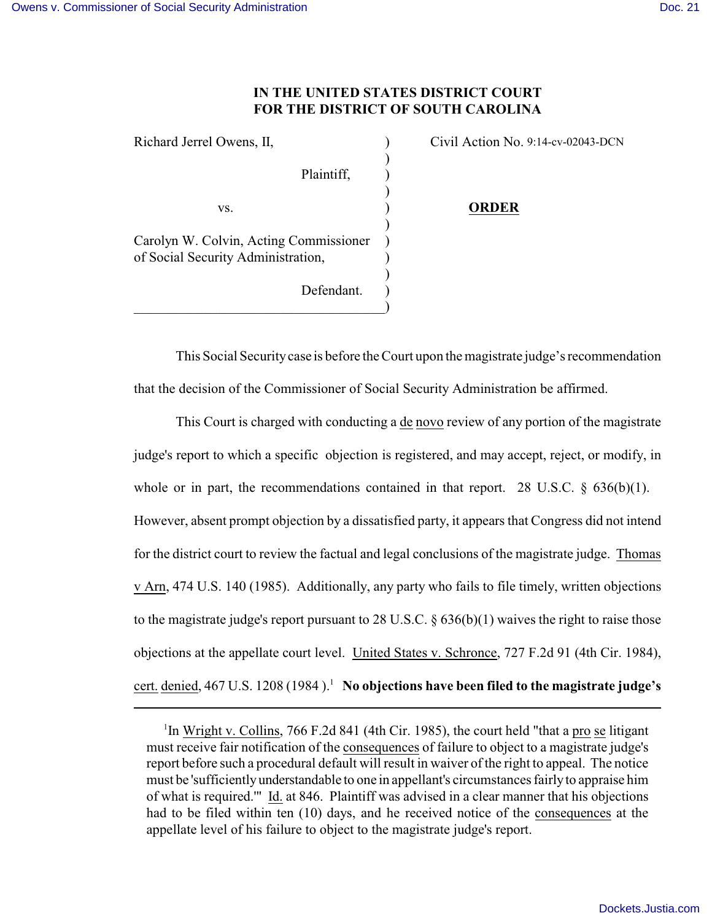**IN THE UNITED STATES DISTRICT COURT**
**FOR THE DISTRICT OF SOUTH CAROLINA**

| | | |
|---|---|---|
| Richard Jerrel Owens, II, | ) | Civil Action No. 9:14-cv-02043-DCN |
| | ) | |
| Plaintiff, | ) | |
| | ) | |
| vs. | ) | **ORDER** |
| | ) | |
| Carolyn W. Colvin, Acting Commissioner of Social Security Administration, | ) | |
| | ) | |
| Defendant. | ) | |

This Social Security case is before the Court upon the magistrate judge's recommendation that the decision of the Commissioner of Social Security Administration be affirmed.

This Court is charged with conducting a de novo review of any portion of the magistrate judge's report to which a specific objection is registered, and may accept, reject, or modify, in whole or in part, the recommendations contained in that report. 28 U.S.C. § 636(b)(1). However, absent prompt objection by a dissatisfied party, it appears that Congress did not intend for the district court to review the factual and legal conclusions of the magistrate judge. Thomas v Arn, 474 U.S. 140 (1985). Additionally, any party who fails to file timely, written objections to the magistrate judge's report pursuant to 28 U.S.C. § 636(b)(1) waives the right to raise those objections at the appellate court level. United States v. Schronce, 727 F.2d 91 (4th Cir. 1984), cert. denied, 467 U.S. 1208 (1984 ).[1] **No objections have been filed to the magistrate judge's**

---

[1]In Wright v. Collins, 766 F.2d 841 (4th Cir. 1985), the court held "that a pro se litigant must receive fair notification of the consequences of failure to object to a magistrate judge's report before such a procedural default will result in waiver of the right to appeal. The notice must be 'sufficiently understandable to one in appellant's circumstances fairly to appraise him of what is required.'" Id. at 846. Plaintiff was advised in a clear manner that his objections had to be filed within ten (10) days, and he received notice of the consequences at the appellate level of his failure to object to the magistrate judge's report.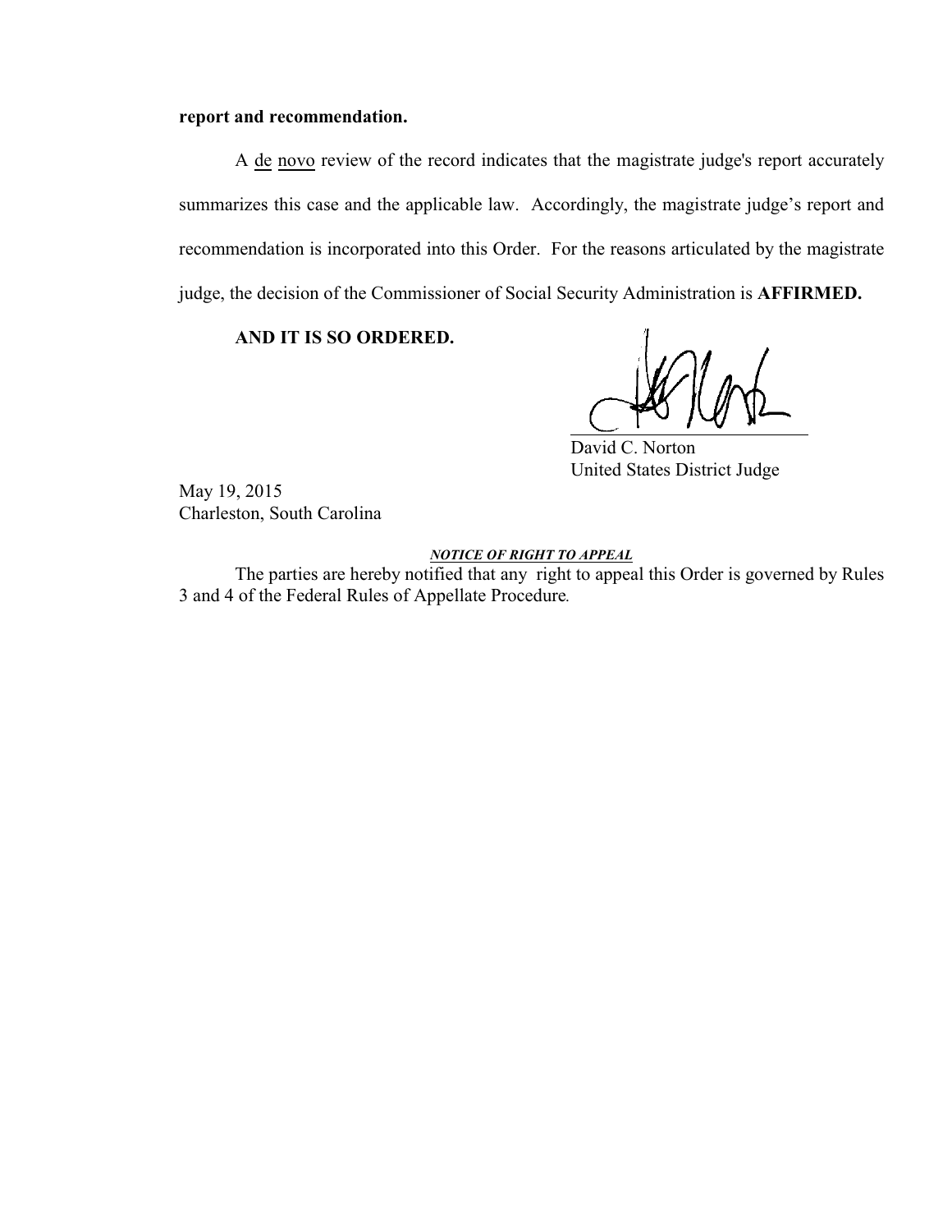**report and recommendation.**

A de novo review of the record indicates that the magistrate judge's report accurately summarizes this case and the applicable law. Accordingly, the magistrate judge's report and recommendation is incorporated into this Order. For the reasons articulated by the magistrate judge, the decision of the Commissioner of Social Security Administration is **AFFIRMED.**

**AND IT IS SO ORDERED.**

David C. Norton
United States District Judge

May 19, 2015
Charleston, South Carolina

***NOTICE OF RIGHT TO APPEAL***

The parties are hereby notified that any right to appeal this Order is governed by Rules 3 and 4 of the Federal Rules of Appellate Procedure.